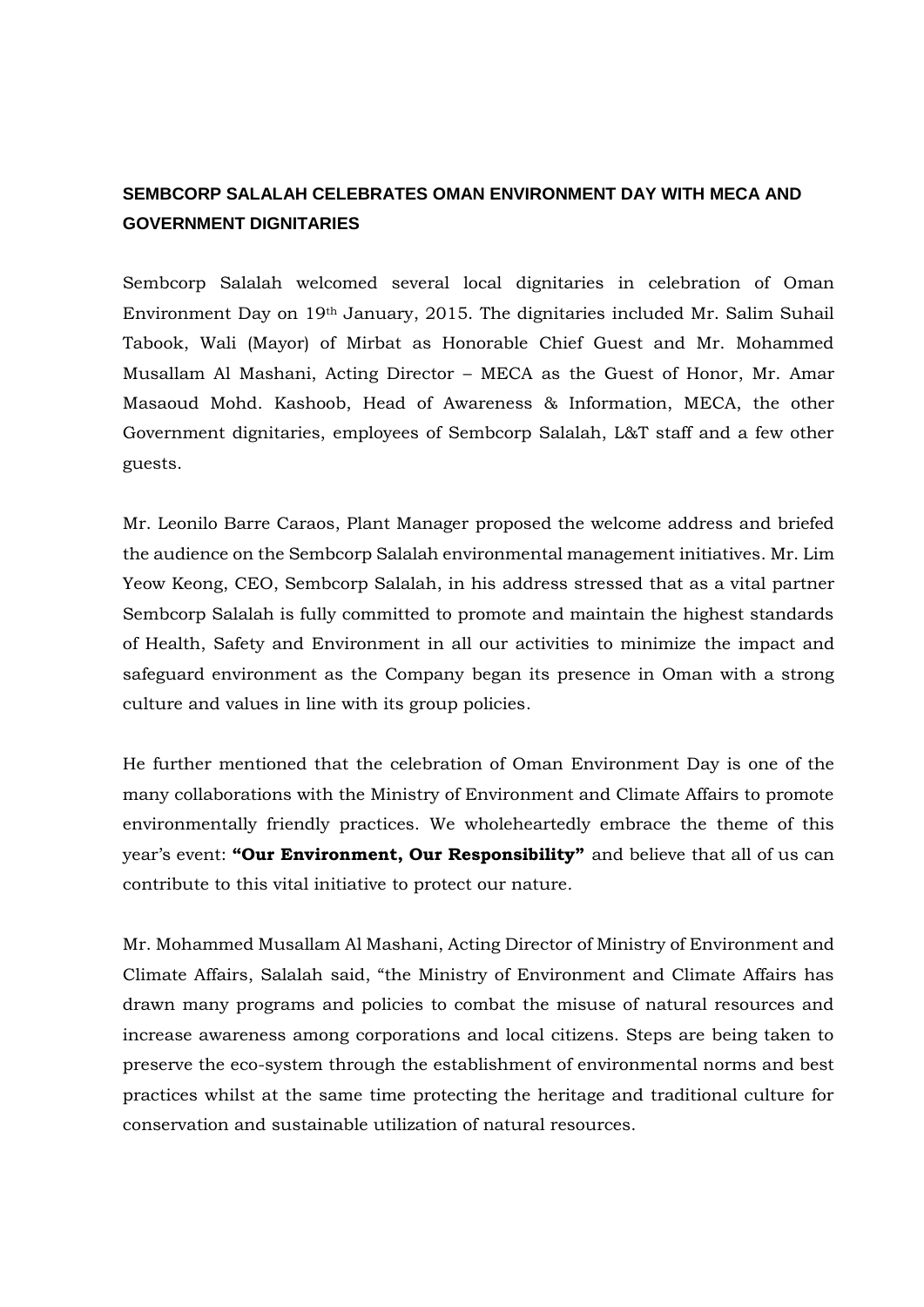## SEMBCORP SALALAH CELEBRATES OMAN ENVIRONMENT DAY WITH MECA AND GOVERNMENT DIGNITARIES

Sembcorp Salalah welcomed several local dignitaries in celebration of Oman Environment Day on 19th January, 2015. The dignitaries included Mr. Salim Suhail Tabook, Wali (Mayor) of Mirbat as Honorable Chief Guest and Mr. Mohammed Musallam Al Mashani, Acting Director – MECA as the Guest of Honor, Mr. Amar Masaoud Mohd. Kashoob, Head of Awareness & Information, MECA, the other Government dignitaries, employees of Sembcorp Salalah, L&T staff and a few other guests.

Mr. Leonilo Barre Caraos, Plant Manager proposed the welcome address and briefed the audience on the Sembcorp Salalah environmental management initiatives. Mr. Lim Yeow Keong, CEO, Sembcorp Salalah, in his address stressed that as a vital partner Sembcorp Salalah is fully committed to promote and maintain the highest standards of Health, Safety and Environment in all our activities to minimize the impact and safeguard environment as the Company began its presence in Oman with a strong culture and values in line with its group policies.

He further mentioned that the celebration of Oman Environment Day is one of the many collaborations with the Ministry of Environment and Climate Affairs to promote environmentally friendly practices. We wholeheartedly embrace the theme of this year's event: **"Our Environment, Our Responsibility"** and believe that all of us can contribute to this vital initiative to protect our nature.

Mr. Mohammed Musallam Al Mashani, Acting Director of Ministry of Environment and Climate Affairs, Salalah said, "the Ministry of Environment and Climate Affairs has drawn many programs and policies to combat the misuse of natural resources and increase awareness among corporations and local citizens. Steps are being taken to preserve the eco-system through the establishment of environmental norms and best practices whilst at the same time protecting the heritage and traditional culture for conservation and sustainable utilization of natural resources.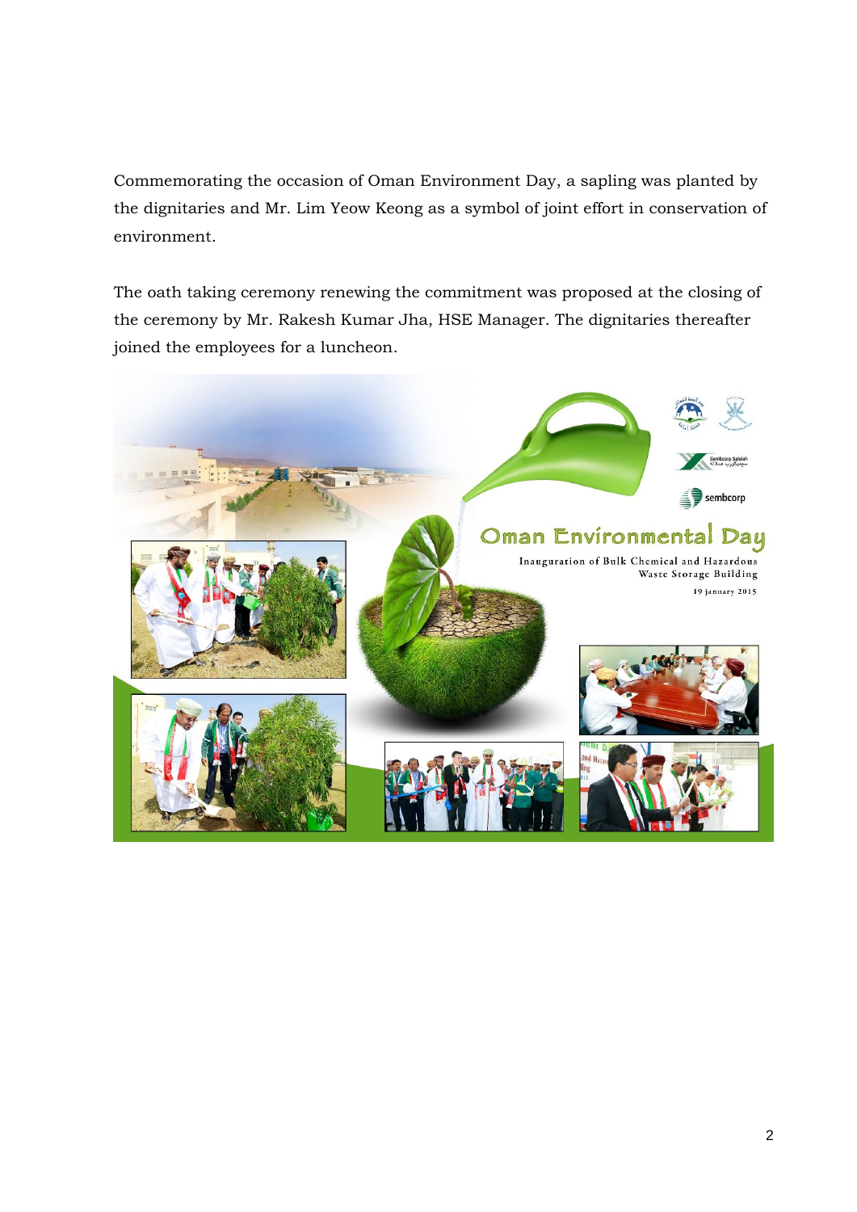Commemorating the occasion of Oman Environment Day, a sapling was planted by the dignitaries and Mr. Lim Yeow Keong as a symbol of joint effort in conservation of environment.

The oath taking ceremony renewing the commitment was proposed at the closing of the ceremony by Mr. Rakesh Kumar Jha, HSE Manager. The dignitaries thereafter joined the employees for a luncheon.

Oman Environmental Day

Inauguration of Bulk Chemical and Hazardous Waste Storage Building

19 january 2015